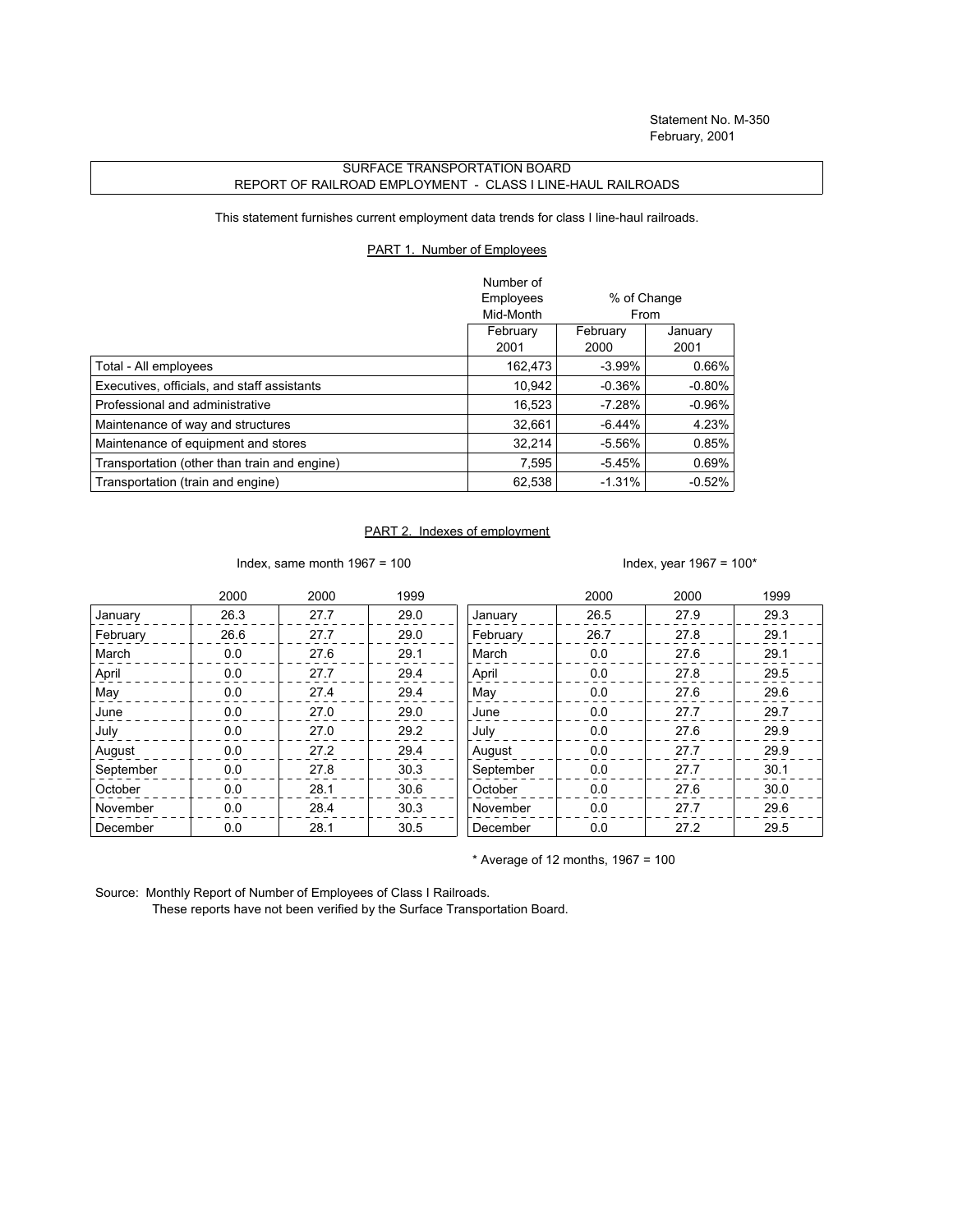Statement No. M-350
February, 2001

# SURFACE TRANSPORTATION BOARD
## REPORT OF RAILROAD EMPLOYMENT - CLASS I LINE-HAUL RAILROADS

This statement furnishes current employment data trends for class I line-haul railroads.

### PART 1. Number of Employees

| | Number of Employees Mid-Month | % of Change From | |
|---|---|---|---|
| | February 2001 | February 2000 | January 2001 |
| Total - All employees | 162,473 | -3.99% | 0.66% |
| Executives, officials, and staff assistants | 10,942 | -0.36% | -0.80% |
| Professional and administrative | 16,523 | -7.28% | -0.96% |
| Maintenance of way and structures | 32,661 | -6.44% | 4.23% |
| Maintenance of equipment and stores | 32,214 | -5.56% | 0.85% |
| Transportation (other than train and engine) | 7,595 | -5.45% | 0.69% |
| Transportation (train and engine) | 62,538 | -1.31% | -0.52% |

### PART 2. Indexes of employment

Index, same month 1967 = 100

| | 2000 | 2000 | 1999 |
|---|---|---|---|
| January | 26.3 | 27.7 | 29.0 |
| February | 26.6 | 27.7 | 29.0 |
| March | 0.0 | 27.6 | 29.1 |
| April | 0.0 | 27.7 | 29.4 |
| May | 0.0 | 27.4 | 29.4 |
| June | 0.0 | 27.0 | 29.0 |
| July | 0.0 | 27.0 | 29.2 |
| August | 0.0 | 27.2 | 29.4 |
| September | 0.0 | 27.8 | 30.3 |
| October | 0.0 | 28.1 | 30.6 |
| November | 0.0 | 28.4 | 30.3 |
| December | 0.0 | 28.1 | 30.5 |

Index, year 1967 = 100*

| | 2000 | 2000 | 1999 |
|---|---|---|---|
| January | 26.5 | 27.9 | 29.3 |
| February | 26.7 | 27.8 | 29.1 |
| March | 0.0 | 27.6 | 29.1 |
| April | 0.0 | 27.8 | 29.5 |
| May | 0.0 | 27.6 | 29.6 |
| June | 0.0 | 27.7 | 29.7 |
| July | 0.0 | 27.6 | 29.9 |
| August | 0.0 | 27.7 | 29.9 |
| September | 0.0 | 27.7 | 30.1 |
| October | 0.0 | 27.6 | 30.0 |
| November | 0.0 | 27.7 | 29.6 |
| December | 0.0 | 27.2 | 29.5 |

* Average of 12 months, 1967 = 100

Source: Monthly Report of Number of Employees of Class I Railroads.
These reports have not been verified by the Surface Transportation Board.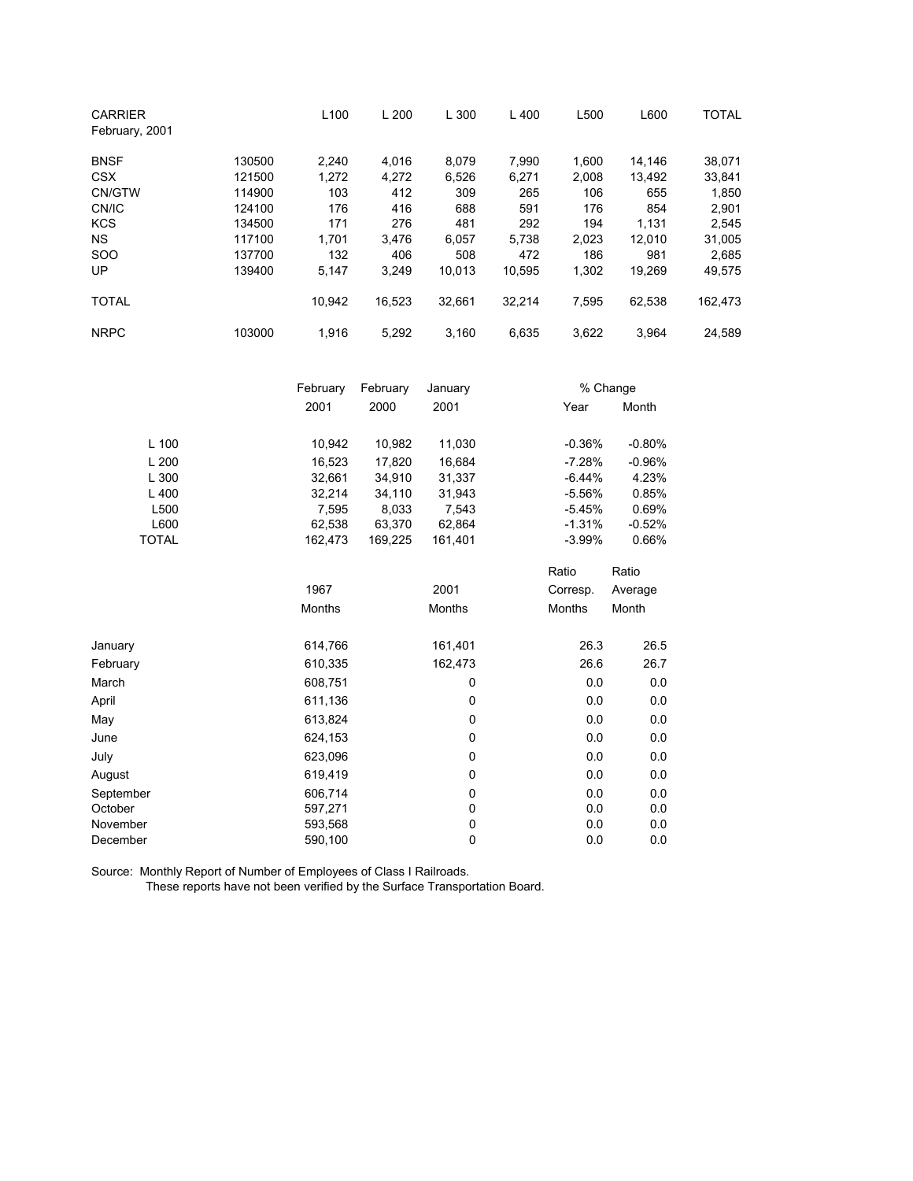| CARRIER<br>February, 2001 | | L100 | L 200 | L 300 | L 400 | L500 | L600 | TOTAL |
|---|---|---|---|---|---|---|---|---|
| BNSF | 130500 | 2,240 | 4,016 | 8,079 | 7,990 | 1,600 | 14,146 | 38,071 |
| CSX | 121500 | 1,272 | 4,272 | 6,526 | 6,271 | 2,008 | 13,492 | 33,841 |
| CN/GTW | 114900 | 103 | 412 | 309 | 265 | 106 | 655 | 1,850 |
| CN/IC | 124100 | 176 | 416 | 688 | 591 | 176 | 854 | 2,901 |
| KCS | 134500 | 171 | 276 | 481 | 292 | 194 | 1,131 | 2,545 |
| NS | 117100 | 1,701 | 3,476 | 6,057 | 5,738 | 2,023 | 12,010 | 31,005 |
| SOO | 137700 | 132 | 406 | 508 | 472 | 186 | 981 | 2,685 |
| UP | 139400 | 5,147 | 3,249 | 10,013 | 10,595 | 1,302 | 19,269 | 49,575 |
| TOTAL | | 10,942 | 16,523 | 32,661 | 32,214 | 7,595 | 62,538 | 162,473 |
| NRPC | 103000 | 1,916 | 5,292 | 3,160 | 6,635 | 3,622 | 3,964 | 24,589 |

| | February 2001 | February 2000 | January 2001 | % Change Year | % Change Month |
|---|---|---|---|---|---|
| L 100 | 10,942 | 10,982 | 11,030 | -0.36% | -0.80% |
| L 200 | 16,523 | 17,820 | 16,684 | -7.28% | -0.96% |
| L 300 | 32,661 | 34,910 | 31,337 | -6.44% | 4.23% |
| L 400 | 32,214 | 34,110 | 31,943 | -5.56% | 0.85% |
| L500 | 7,595 | 8,033 | 7,543 | -5.45% | 0.69% |
| L600 | 62,538 | 63,370 | 62,864 | -1.31% | -0.52% |
| TOTAL | 162,473 | 169,225 | 161,401 | -3.99% | 0.66% |

| | 1967 Months | 2001 Months | Ratio Corresp. Months | Ratio Average Month |
|---|---|---|---|---|
| January | 614,766 | 161,401 | 26.3 | 26.5 |
| February | 610,335 | 162,473 | 26.6 | 26.7 |
| March | 608,751 | 0 | 0.0 | 0.0 |
| April | 611,136 | 0 | 0.0 | 0.0 |
| May | 613,824 | 0 | 0.0 | 0.0 |
| June | 624,153 | 0 | 0.0 | 0.0 |
| July | 623,096 | 0 | 0.0 | 0.0 |
| August | 619,419 | 0 | 0.0 | 0.0 |
| September | 606,714 | 0 | 0.0 | 0.0 |
| October | 597,271 | 0 | 0.0 | 0.0 |
| November | 593,568 | 0 | 0.0 | 0.0 |
| December | 590,100 | 0 | 0.0 | 0.0 |

Source: Monthly Report of Number of Employees of Class I Railroads.
These reports have not been verified by the Surface Transportation Board.